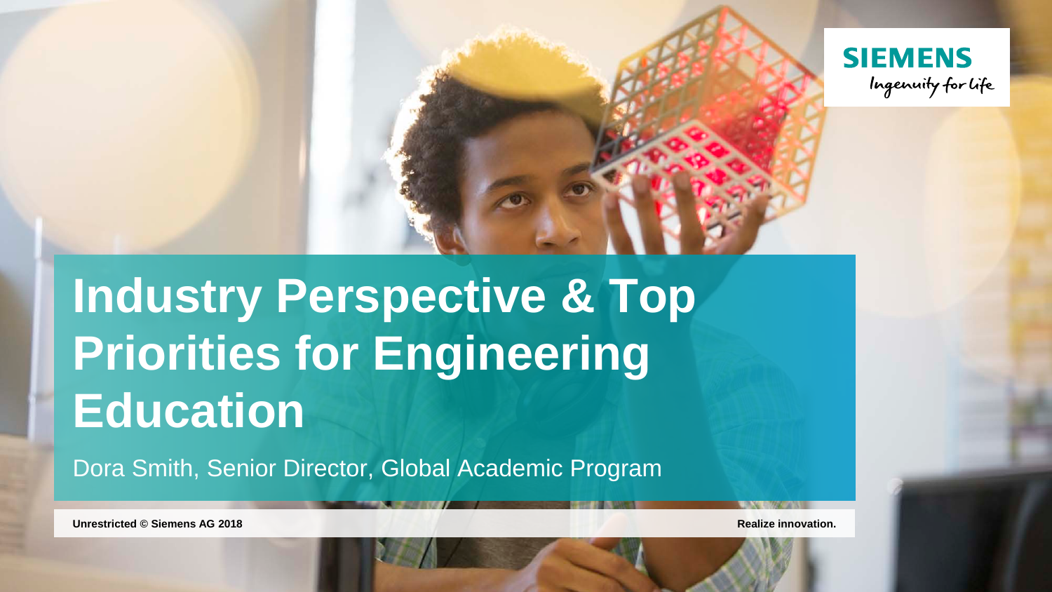# Industry Perspective & Top Priorities for Engineering Education

Dora Smith, Senior Director, Global Academic Program

Unrestricted © Siemens AG 2018

Realize innovation.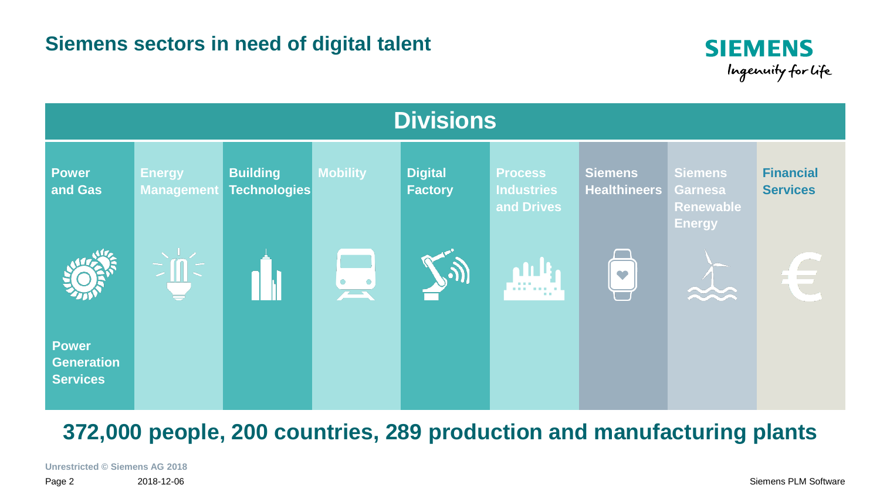## Siemens sectors in need of digital talent

SIEMENS
Ingenuity for life

### Divisions

| Power and Gas | Energy Management | Building Technologies | Mobility | Digital Factory | Process Industries and Drives | Siemens Healthineers | Siemens Gamesa Renewable Energy | Financial Services |
|---|---|---|---|---|---|---|---|---|
| Power Generation Services | | | | | | | | |

**372,000 people, 200 countries, 289 production and manufacturing plants**

Unrestricted © Siemens AG 2018

2018-12-06

Siemens PLM Software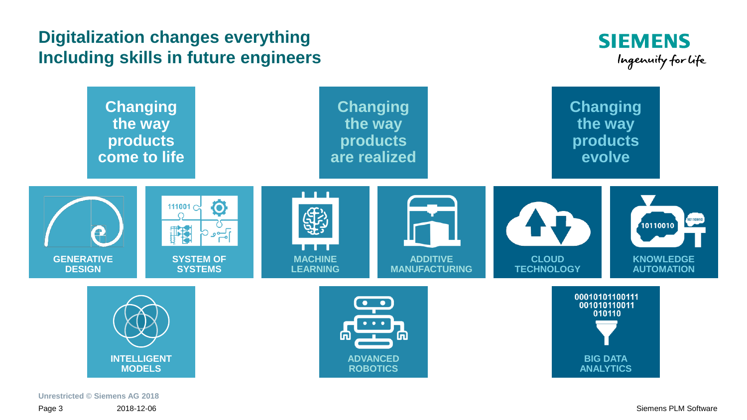# Digitalization changes everything
# Including skills in future engineers

**Changing the way products come to life**

- GENERATIVE DESIGN
- SYSTEM OF SYSTEMS
- INTELLIGENT MODELS

**Changing the way products are realized**

- MACHINE LEARNING
- ADDITIVE MANUFACTURING
- ADVANCED ROBOTICS

**Changing the way products evolve**

- CLOUD TECHNOLOGY
- KNOWLEDGE AUTOMATION
- BIG DATA ANALYTICS

Unrestricted © Siemens AG 2018

2018-12-06

Siemens PLM Software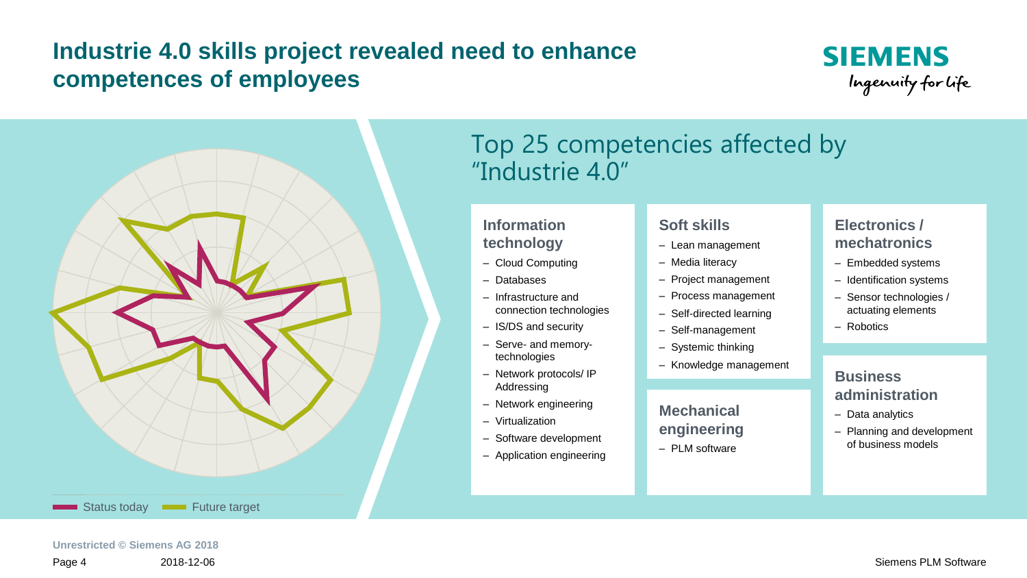# Industrie 4.0 skills project revealed need to enhance competences of employees

Status today
Future target

## Top 25 competencies affected by "Industrie 4.0"

### Information technology

- Cloud Computing
- Databases
- Infrastructure and connection technologies
- IS/DS and security
- Serve- and memory-technologies
- Network protocols/ IP Addressing
- Network engineering
- Virtualization
- Software development
- Application engineering

### Soft skills

- Lean management
- Media literacy
- Project management
- Process management
- Self-directed learning
- Self-management
- Systemic thinking
- Knowledge management

### Mechanical engineering

- PLM software

### Electronics / mechatronics

- Embedded systems
- Identification systems
- Sensor technologies / actuating elements
- Robotics

### Business administration

- Data analytics
- Planning and development of business models

Unrestricted © Siemens AG 2018

2018-12-06

Siemens PLM Software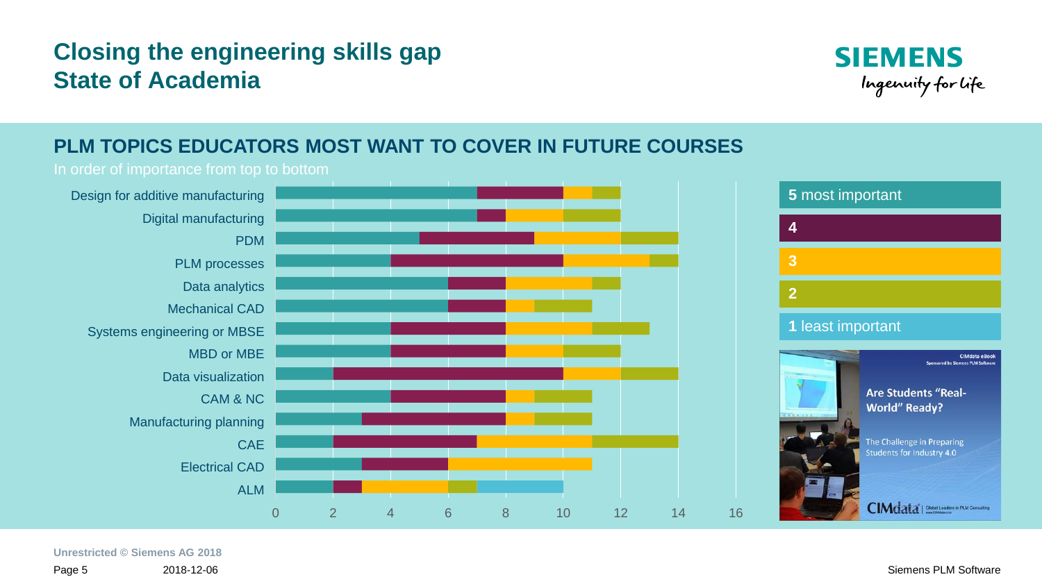# Closing the engineering skills gap
# State of Academia

## PLM TOPICS EDUCATORS MOST WANT TO COVER IN FUTURE COURSES

In order of importance from top to bottom

| Topic | 5 most important | 4 | 3 | 2 | 1 least important |
|---|---|---|---|---|---|
| Design for additive manufacturing | 7 | 3 | 1 | 1 | |
| Digital manufacturing | 7 | 1 | 2 | 2 | |
| PDM | 5 | 4 | 3 | 2 | |
| PLM processes | 4 | 6 | 3 | 1 | |
| Data analytics | 6 | 2 | 3 | 1 | |
| Mechanical CAD | 6 | 2 | 1 | 2 | |
| Systems engineering or MBSE | 4 | 4 | 3 | 2 | |
| MBD or MBE | 4 | 4 | 2 | 2 | |
| Data visualization | 2 | 8 | 2 | 2 | |
| CAM & NC | 4 | 4 | 1 | 2 | |
| Manufacturing planning | 3 | 5 | 1 | 2 | |
| CAE | 2 | 5 | 4 | 3 | |
| Electrical CAD | 3 | 3 | 5 | | |
| ALM | 2 | 1 | 3 | 1 | 3 |

Are Students "Real-World" Ready? The Challenge in Preparing Students for Industry 4.0 — CIMdata eBook, Sponsored by Siemens PLM Software

Unrestricted © Siemens AG 2018

2018-12-06

Siemens PLM Software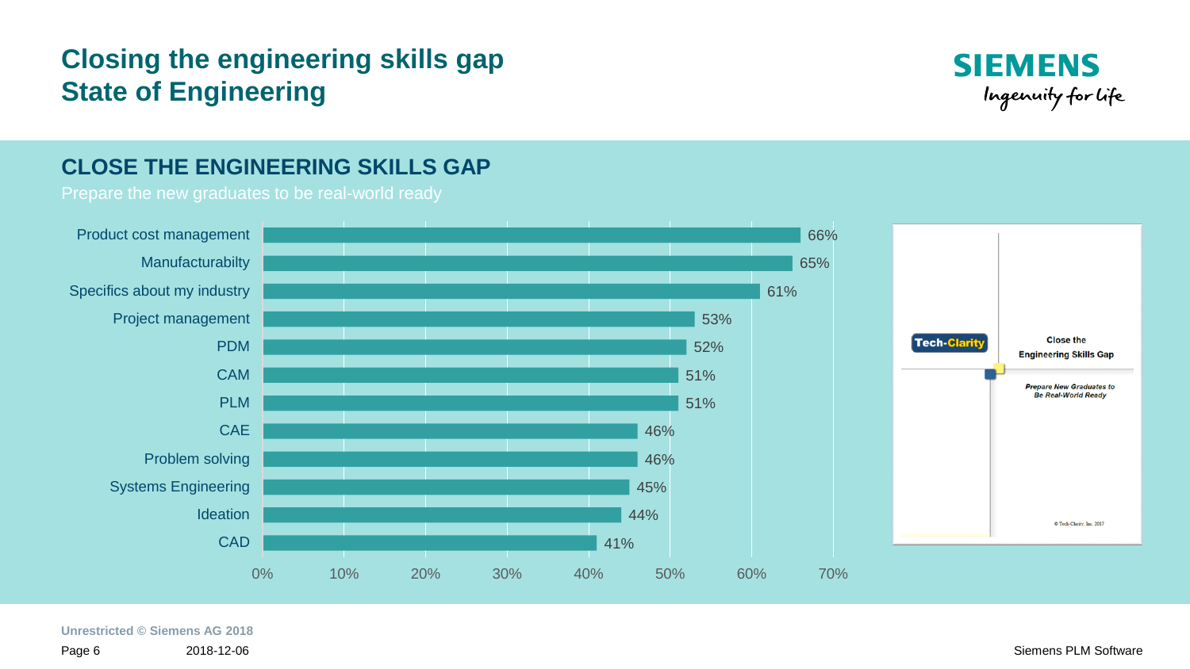# Closing the engineering skills gap
# State of Engineering

## CLOSE THE ENGINEERING SKILLS GAP

Prepare the new graduates to be real-world ready

| Skill | Percentage |
|---|---|
| Product cost management | 66% |
| Manufacturabilty | 65% |
| Specifics about my industry | 61% |
| Project management | 53% |
| PDM | 52% |
| CAM | 51% |
| PLM | 51% |
| CAE | 46% |
| Problem solving | 46% |
| Systems Engineering | 45% |
| Ideation | 44% |
| CAD | 41% |

Tech-Clarity

Close the Engineering Skills Gap

*Prepare New Graduates to Be Real-World Ready*

© Tech-Clarity, Inc. 2017

Unrestricted © Siemens AG 2018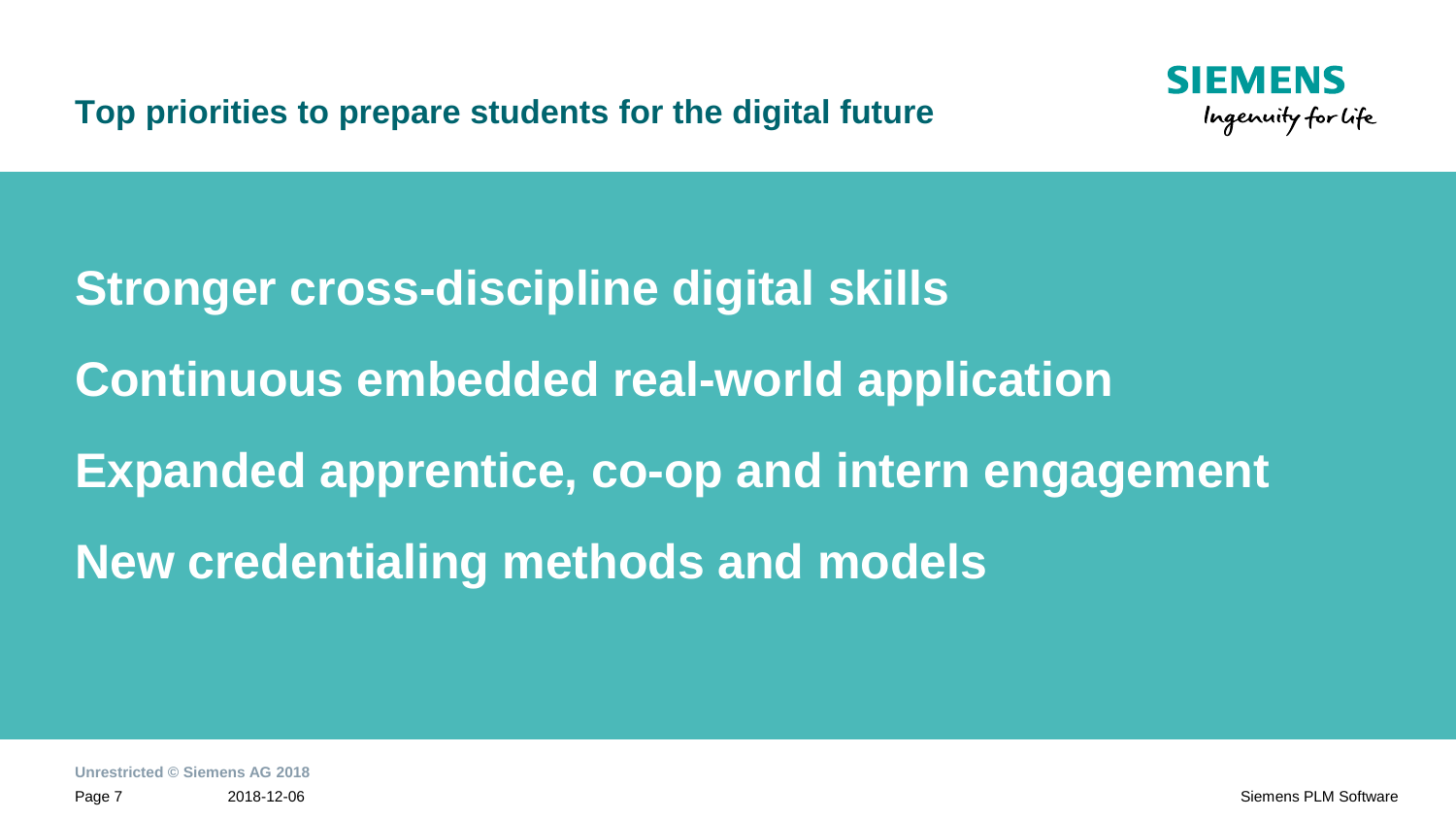# Top priorities to prepare students for the digital future

**Stronger cross-discipline digital skills**

**Continuous embedded real-world application**

**Expanded apprentice, co-op and intern engagement**

**New credentialing methods and models**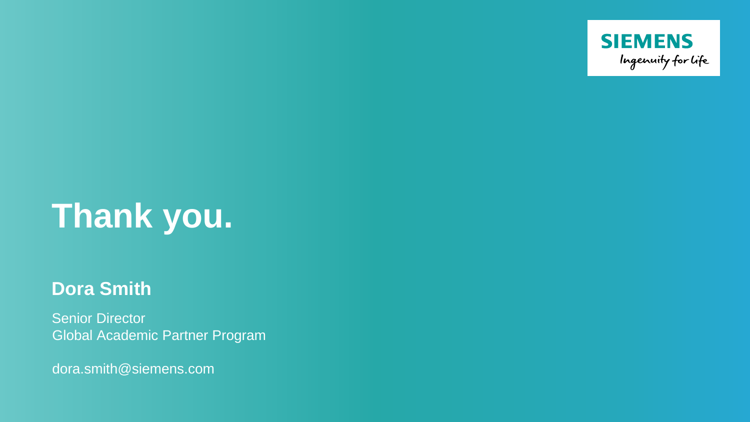SIEMENS
Ingenuity for life

# Thank you.

**Dora Smith**

Senior Director
Global Academic Partner Program

dora.smith@siemens.com